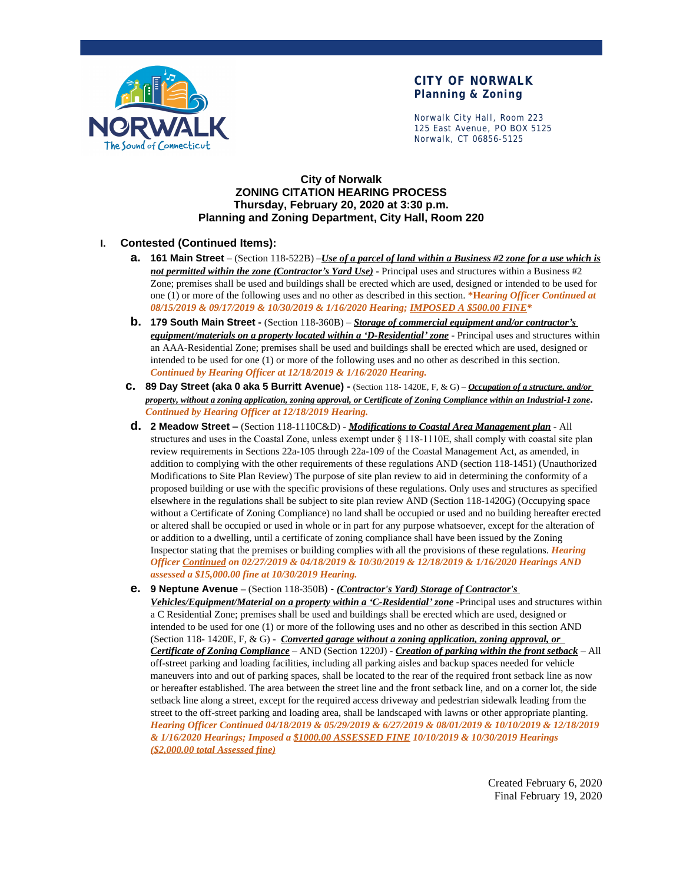**CITY OF NORWALK**
**Planning & Zoning**

Norwalk City Hall, Room 223
125 East Avenue, PO BOX 5125
Norwalk, CT 06856-5125

# City of Norwalk
## ZONING CITATION HEARING PROCESS
## Thursday, February 20, 2020 at 3:30 p.m.
## Planning and Zoning Department, City Hall, Room 220

### I. Contested (Continued Items):

**a. 161 Main Street** – (Section 118-522B) –***Use of a parcel of land within a Business #2 zone for a use which is not permitted within the zone (Contractor's Yard Use)*** - Principal uses and structures within a Business #2 Zone; premises shall be used and buildings shall be erected which are used, designed or intended to be used for one (1) or more of the following uses and no other as described in this section. ***\*Hearing Officer Continued at 08/15/2019 & 09/17/2019 & 10/30/2019 & 1/16/2020 Hearing; IMPOSED A $500.00 FINE\****

**b. 179 South Main Street -** (Section 118-360B) – ***Storage of commercial equipment and/or contractor's equipment/materials on a property located within a 'D-Residential' zone*** - Principal uses and structures within an AAA-Residential Zone; premises shall be used and buildings shall be erected which are used, designed or intended to be used for one (1) or more of the following uses and no other as described in this section. ***Continued by Hearing Officer at 12/18/2019 & 1/16/2020 Hearing.***

**c. 89 Day Street (aka 0 aka 5 Burritt Avenue) -** (Section 118- 1420E, F, & G) – ***Occupation of a structure, and/or property, without a zoning application, zoning approval, or Certificate of Zoning Compliance within an Industrial-1 zone***. ***Continued by Hearing Officer at 12/18/2019 Hearing.***

**d. 2 Meadow Street –** (Section 118-1110C&D) - ***Modifications to Coastal Area Management plan*** - All structures and uses in the Coastal Zone, unless exempt under § 118-1110E, shall comply with coastal site plan review requirements in Sections 22a-105 through 22a-109 of the Coastal Management Act, as amended, in addition to complying with the other requirements of these regulations AND (section 118-1451) (Unauthorized Modifications to Site Plan Review) The purpose of site plan review to aid in determining the conformity of a proposed building or use with the specific provisions of these regulations. Only uses and structures as specified elsewhere in the regulations shall be subject to site plan review AND (Section 118-1420G) (Occupying space without a Certificate of Zoning Compliance) no land shall be occupied or used and no building hereafter erected or altered shall be occupied or used in whole or in part for any purpose whatsoever, except for the alteration of or addition to a dwelling, until a certificate of zoning compliance shall have been issued by the Zoning Inspector stating that the premises or building complies with all the provisions of these regulations. ***Hearing Officer Continued on 02/27/2019 & 04/18/2019 & 10/30/2019 & 12/18/2019 & 1/16/2020 Hearings AND assessed a $15,000.00 fine at 10/30/2019 Hearing.***

**e. 9 Neptune Avenue** – (Section 118-350B) - ***(Contractor's Yard) Storage of Contractor's Vehicles/Equipment/Material on a property within a 'C-Residential' zone*** -Principal uses and structures within a C Residential Zone; premises shall be used and buildings shall be erected which are used, designed or intended to be used for one (1) or more of the following uses and no other as described in this section AND (Section 118- 1420E, F, & G) - ***Converted garage without a zoning application, zoning approval, or Certificate of Zoning Compliance*** – AND (Section 1220J) - ***Creation of parking within the front setback*** – All off-street parking and loading facilities, including all parking aisles and backup spaces needed for vehicle maneuvers into and out of parking spaces, shall be located to the rear of the required front setback line as now or hereafter established. The area between the street line and the front setback line, and on a corner lot, the side setback line along a street, except for the required access driveway and pedestrian sidewalk leading from the street to the off-street parking and loading area, shall be landscaped with lawns or other appropriate planting. ***Hearing Officer Continued 04/18/2019 & 05/29/2019 & 6/27/2019 & 08/01/2019 & 10/10/2019 & 12/18/2019 & 1/16/2020 Hearings; Imposed a $1000.00 ASSESSED FINE 10/10/2019 & 10/30/2019 Hearings ($2,000.00 total Assessed fine)***

Created February 6, 2020
Final February 19, 2020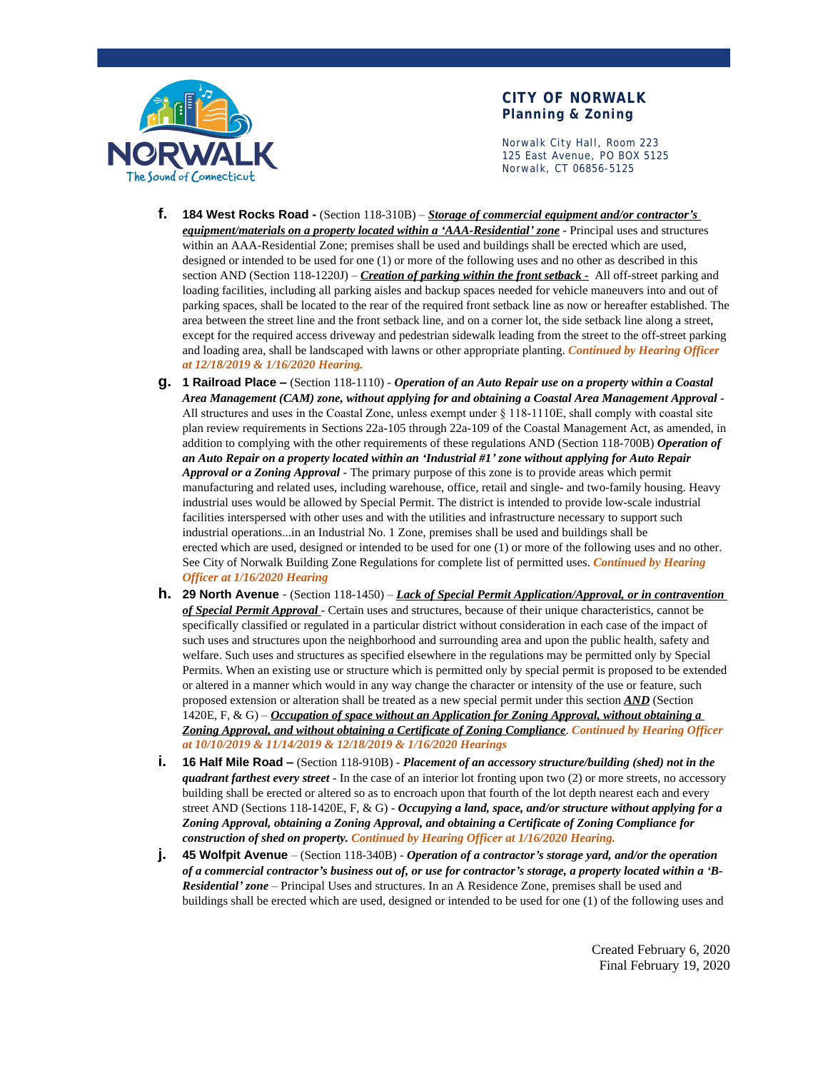f. **184 West Rocks Road -** (Section 118-310B) – ***Storage of commercial equipment and/or contractor's equipment/materials on a property located within a 'AAA-Residential' zone*** - Principal uses and structures within an AAA-Residential Zone; premises shall be used and buildings shall be erected which are used, designed or intended to be used for one (1) or more of the following uses and no other as described in this section AND (Section 118-1220J) – ***Creation of parking within the front setback -*** All off-street parking and loading facilities, including all parking aisles and backup spaces needed for vehicle maneuvers into and out of parking spaces, shall be located to the rear of the required front setback line as now or hereafter established. The area between the street line and the front setback line, and on a corner lot, the side setback line along a street, except for the required access driveway and pedestrian sidewalk leading from the street to the off-street parking and loading area, shall be landscaped with lawns or other appropriate planting. ***Continued by Hearing Officer at 12/18/2019 & 1/16/2020 Hearing.***

g. **1 Railroad Place –** (Section 118-1110) - ***Operation of an Auto Repair use on a property within a Coastal Area Management (CAM) zone, without applying for and obtaining a Coastal Area Management Approval*** - All structures and uses in the Coastal Zone, unless exempt under § 118-1110E, shall comply with coastal site plan review requirements in Sections 22a-105 through 22a-109 of the Coastal Management Act, as amended, in addition to complying with the other requirements of these regulations AND (Section 118-700B) ***Operation of an Auto Repair on a property located within an 'Industrial #1' zone without applying for Auto Repair Approval or a Zoning Approval*** - The primary purpose of this zone is to provide areas which permit manufacturing and related uses, including warehouse, office, retail and single- and two-family housing. Heavy industrial uses would be allowed by Special Permit. The district is intended to provide low-scale industrial facilities interspersed with other uses and with the utilities and infrastructure necessary to support such industrial operations...in an Industrial No. 1 Zone, premises shall be used and buildings shall be erected which are used, designed or intended to be used for one (1) or more of the following uses and no other. See City of Norwalk Building Zone Regulations for complete list of permitted uses. ***Continued by Hearing Officer at 1/16/2020 Hearing***

h. **29 North Avenue** - (Section 118-1450) – ***Lack of Special Permit Application/Approval, or in contravention of Special Permit Approval*** - Certain uses and structures, because of their unique characteristics, cannot be specifically classified or regulated in a particular district without consideration in each case of the impact of such uses and structures upon the neighborhood and surrounding area and upon the public health, safety and welfare. Such uses and structures as specified elsewhere in the regulations may be permitted only by Special Permits. When an existing use or structure which is permitted only by special permit is proposed to be extended or altered in a manner which would in any way change the character or intensity of the use or feature, such proposed extension or alteration shall be treated as a new special permit under this section ***AND*** (Section 1420E, F, & G) – ***Occupation of space without an Application for Zoning Approval, without obtaining a Zoning Approval, and without obtaining a Certificate of Zoning Compliance***. ***Continued by Hearing Officer at 10/10/2019 & 11/14/2019 & 12/18/2019 & 1/16/2020 Hearings***

i. **16 Half Mile Road –** (Section 118-910B) - ***Placement of an accessory structure/building (shed) not in the quadrant farthest every street*** - In the case of an interior lot fronting upon two (2) or more streets, no accessory building shall be erected or altered so as to encroach upon that fourth of the lot depth nearest each and every street AND (Sections 118-1420E, F, & G) - ***Occupying a land, space, and/or structure without applying for a Zoning Approval, obtaining a Zoning Approval, and obtaining a Certificate of Zoning Compliance for construction of shed on property. Continued by Hearing Officer at 1/16/2020 Hearing.***

j. **45 Wolfpit Avenue** – (Section 118-340B) - ***Operation of a contractor's storage yard, and/or the operation of a commercial contractor's business out of, or use for contractor's storage, a property located within a 'B-Residential' zone*** – Principal Uses and structures. In an A Residence Zone, premises shall be used and buildings shall be erected which are used, designed or intended to be used for one (1) of the following uses and

Created February 6, 2020
Final February 19, 2020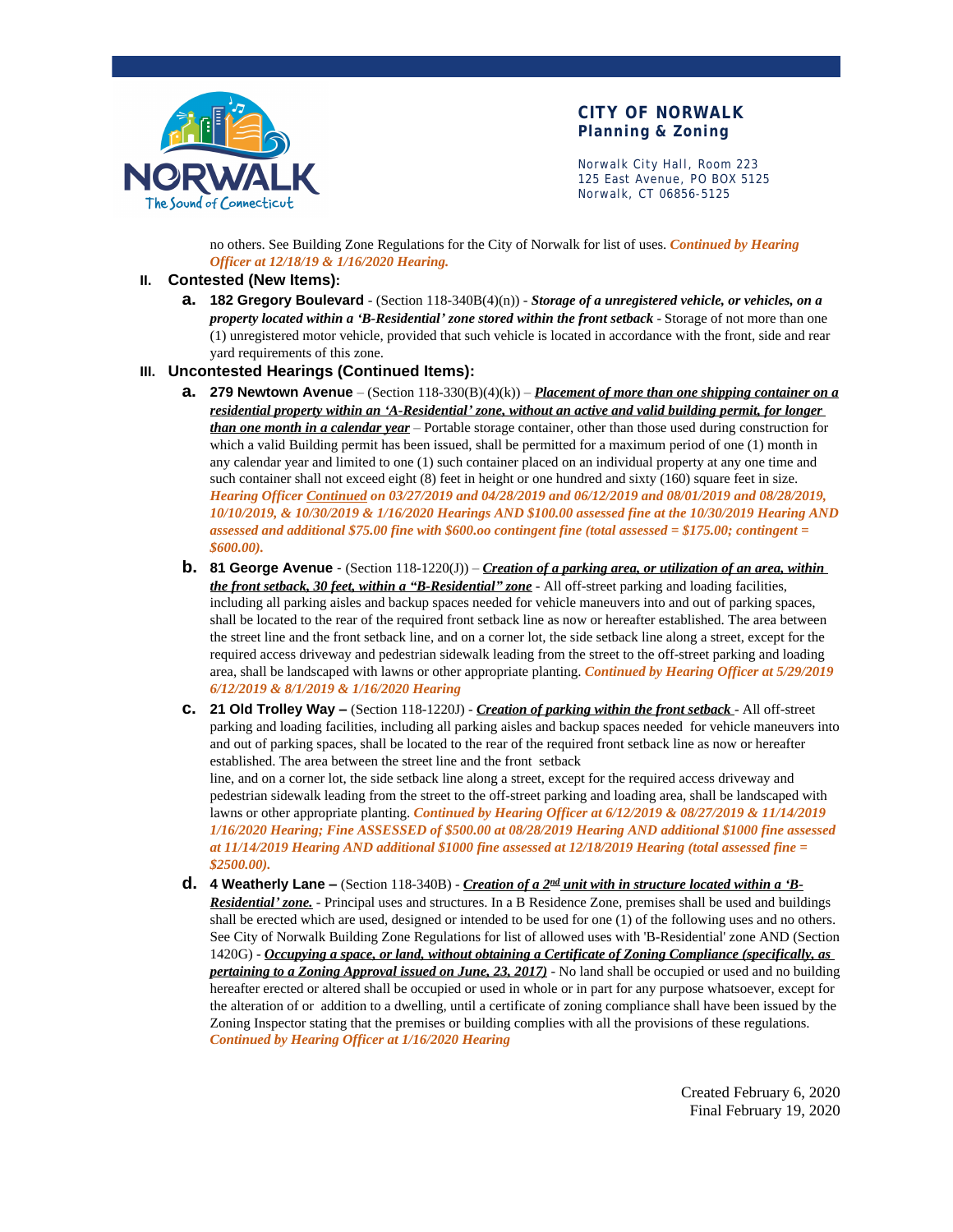no others. See Building Zone Regulations for the City of Norwalk for list of uses. ***Continued by Hearing Officer at 12/18/19 & 1/16/2020 Hearing.***

## II. Contested (New Items):

**a. 182 Gregory Boulevard** - (Section 118-340B(4)(n)) - ***Storage of a unregistered vehicle, or vehicles, on a property located within a 'B-Residential' zone stored within the front setback*** - Storage of not more than one (1) unregistered motor vehicle, provided that such vehicle is located in accordance with the front, side and rear yard requirements of this zone.

## III. Uncontested Hearings (Continued Items):

**a. 279 Newtown Avenue** – (Section 118-330(B)(4)(k)) – ***Placement of more than one shipping container on a residential property within an 'A-Residential' zone, without an active and valid building permit, for longer than one month in a calendar year*** – Portable storage container, other than those used during construction for which a valid Building permit has been issued, shall be permitted for a maximum period of one (1) month in any calendar year and limited to one (1) such container placed on an individual property at any one time and such container shall not exceed eight (8) feet in height or one hundred and sixty (160) square feet in size. ***Hearing Officer Continued on 03/27/2019 and 04/28/2019 and 06/12/2019 and 08/01/2019 and 08/28/2019, 10/10/2019, & 10/30/2019 & 1/16/2020 Hearings AND $100.00 assessed fine at the 10/30/2019 Hearing AND assessed and additional $75.00 fine with $600.oo contingent fine (total assessed = $175.00; contingent = $600.00).***

**b. 81 George Avenue** - (Section 118-1220(J)) – ***Creation of a parking area, or utilization of an area, within the front setback, 30 feet, within a "B-Residential" zone*** - All off-street parking and loading facilities, including all parking aisles and backup spaces needed for vehicle maneuvers into and out of parking spaces, shall be located to the rear of the required front setback line as now or hereafter established. The area between the street line and the front setback line, and on a corner lot, the side setback line along a street, except for the required access driveway and pedestrian sidewalk leading from the street to the off-street parking and loading area, shall be landscaped with lawns or other appropriate planting. ***Continued by Hearing Officer at 5/29/2019 6/12/2019 & 8/1/2019 & 1/16/2020 Hearing***

**c. 21 Old Trolley Way –** (Section 118-1220J) - ***Creation of parking within the front setback*** - All off-street parking and loading facilities, including all parking aisles and backup spaces needed for vehicle maneuvers into and out of parking spaces, shall be located to the rear of the required front setback line as now or hereafter established. The area between the street line and the front setback line, and on a corner lot, the side setback line along a street, except for the required access driveway and pedestrian sidewalk leading from the street to the off-street parking and loading area, shall be landscaped with lawns or other appropriate planting. ***Continued by Hearing Officer at 6/12/2019 & 08/27/2019 & 11/14/2019 1/16/2020 Hearing; Fine ASSESSED of $500.00 at 08/28/2019 Hearing AND additional $1000 fine assessed at 11/14/2019 Hearing AND additional $1000 fine assessed at 12/18/2019 Hearing (total assessed fine = $2500.00).***

**d. 4 Weatherly Lane –** (Section 118-340B) - ***Creation of a 2nd unit with in structure located within a 'B-Residential' zone.*** - Principal uses and structures. In a B Residence Zone, premises shall be used and buildings shall be erected which are used, designed or intended to be used for one (1) of the following uses and no others. See City of Norwalk Building Zone Regulations for list of allowed uses with 'B-Residential' zone AND (Section 1420G) - ***Occupying a space, or land, without obtaining a Certificate of Zoning Compliance (specifically, as pertaining to a Zoning Approval issued on June, 23, 2017)*** - No land shall be occupied or used and no building hereafter erected or altered shall be occupied or used in whole or in part for any purpose whatsoever, except for the alteration of or addition to a dwelling, until a certificate of zoning compliance shall have been issued by the Zoning Inspector stating that the premises or building complies with all the provisions of these regulations. ***Continued by Hearing Officer at 1/16/2020 Hearing***

Created February 6, 2020
Final February 19, 2020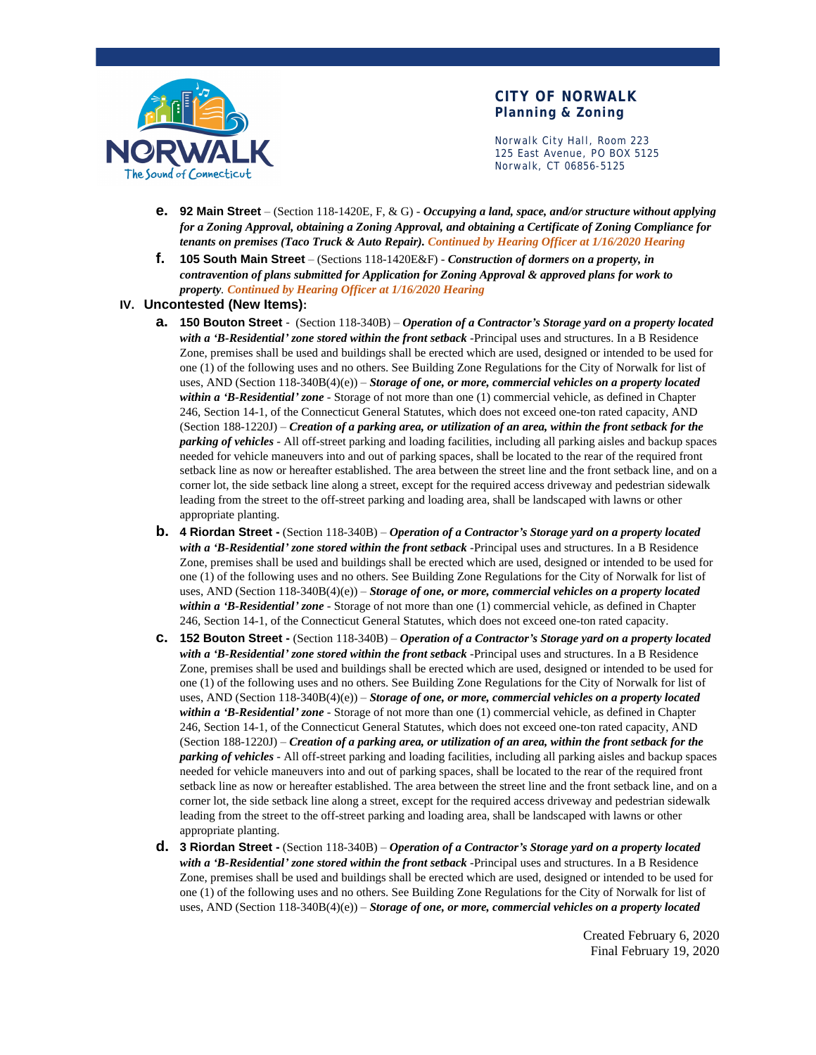e. **92 Main Street** – (Section 118-1420E, F, & G) - ***Occupying a land, space, and/or structure without applying for a Zoning Approval, obtaining a Zoning Approval, and obtaining a Certificate of Zoning Compliance for tenants on premises (Taco Truck & Auto Repair).*** *Continued by Hearing Officer at 1/16/2020 Hearing*

f. **105 South Main Street** – (Sections 118-1420E&F) - ***Construction of dormers on a property, in contravention of plans submitted for Application for Zoning Approval & approved plans for work to property***. *Continued by Hearing Officer at 1/16/2020 Hearing*

## IV. Uncontested (New Items):

a. **150 Bouton Street** - (Section 118-340B) – ***Operation of a Contractor's Storage yard on a property located with a 'B-Residential' zone stored within the front setback*** -Principal uses and structures. In a B Residence Zone, premises shall be used and buildings shall be erected which are used, designed or intended to be used for one (1) of the following uses and no others. See Building Zone Regulations for the City of Norwalk for list of uses, AND (Section 118-340B(4)(e)) – ***Storage of one, or more, commercial vehicles on a property located within a 'B-Residential' zone*** - Storage of not more than one (1) commercial vehicle, as defined in Chapter 246, Section 14-1, of the Connecticut General Statutes, which does not exceed one-ton rated capacity, AND (Section 188-1220J) – ***Creation of a parking area, or utilization of an area, within the front setback for the parking of vehicles*** - All off-street parking and loading facilities, including all parking aisles and backup spaces needed for vehicle maneuvers into and out of parking spaces, shall be located to the rear of the required front setback line as now or hereafter established. The area between the street line and the front setback line, and on a corner lot, the side setback line along a street, except for the required access driveway and pedestrian sidewalk leading from the street to the off-street parking and loading area, shall be landscaped with lawns or other appropriate planting.

b. **4 Riordan Street -** (Section 118-340B) – ***Operation of a Contractor's Storage yard on a property located with a 'B-Residential' zone stored within the front setback*** -Principal uses and structures. In a B Residence Zone, premises shall be used and buildings shall be erected which are used, designed or intended to be used for one (1) of the following uses and no others. See Building Zone Regulations for the City of Norwalk for list of uses, AND (Section 118-340B(4)(e)) – ***Storage of one, or more, commercial vehicles on a property located within a 'B-Residential' zone*** - Storage of not more than one (1) commercial vehicle, as defined in Chapter 246, Section 14-1, of the Connecticut General Statutes, which does not exceed one-ton rated capacity.

c. **152 Bouton Street -** (Section 118-340B) – ***Operation of a Contractor's Storage yard on a property located with a 'B-Residential' zone stored within the front setback*** -Principal uses and structures. In a B Residence Zone, premises shall be used and buildings shall be erected which are used, designed or intended to be used for one (1) of the following uses and no others. See Building Zone Regulations for the City of Norwalk for list of uses, AND (Section 118-340B(4)(e)) – ***Storage of one, or more, commercial vehicles on a property located within a 'B-Residential' zone*** - Storage of not more than one (1) commercial vehicle, as defined in Chapter 246, Section 14-1, of the Connecticut General Statutes, which does not exceed one-ton rated capacity, AND (Section 188-1220J) – ***Creation of a parking area, or utilization of an area, within the front setback for the parking of vehicles*** - All off-street parking and loading facilities, including all parking aisles and backup spaces needed for vehicle maneuvers into and out of parking spaces, shall be located to the rear of the required front setback line as now or hereafter established. The area between the street line and the front setback line, and on a corner lot, the side setback line along a street, except for the required access driveway and pedestrian sidewalk leading from the street to the off-street parking and loading area, shall be landscaped with lawns or other appropriate planting.

d. **3 Riordan Street -** (Section 118-340B) – ***Operation of a Contractor's Storage yard on a property located with a 'B-Residential' zone stored within the front setback*** -Principal uses and structures. In a B Residence Zone, premises shall be used and buildings shall be erected which are used, designed or intended to be used for one (1) of the following uses and no others. See Building Zone Regulations for the City of Norwalk for list of uses, AND (Section 118-340B(4)(e)) – ***Storage of one, or more, commercial vehicles on a property located***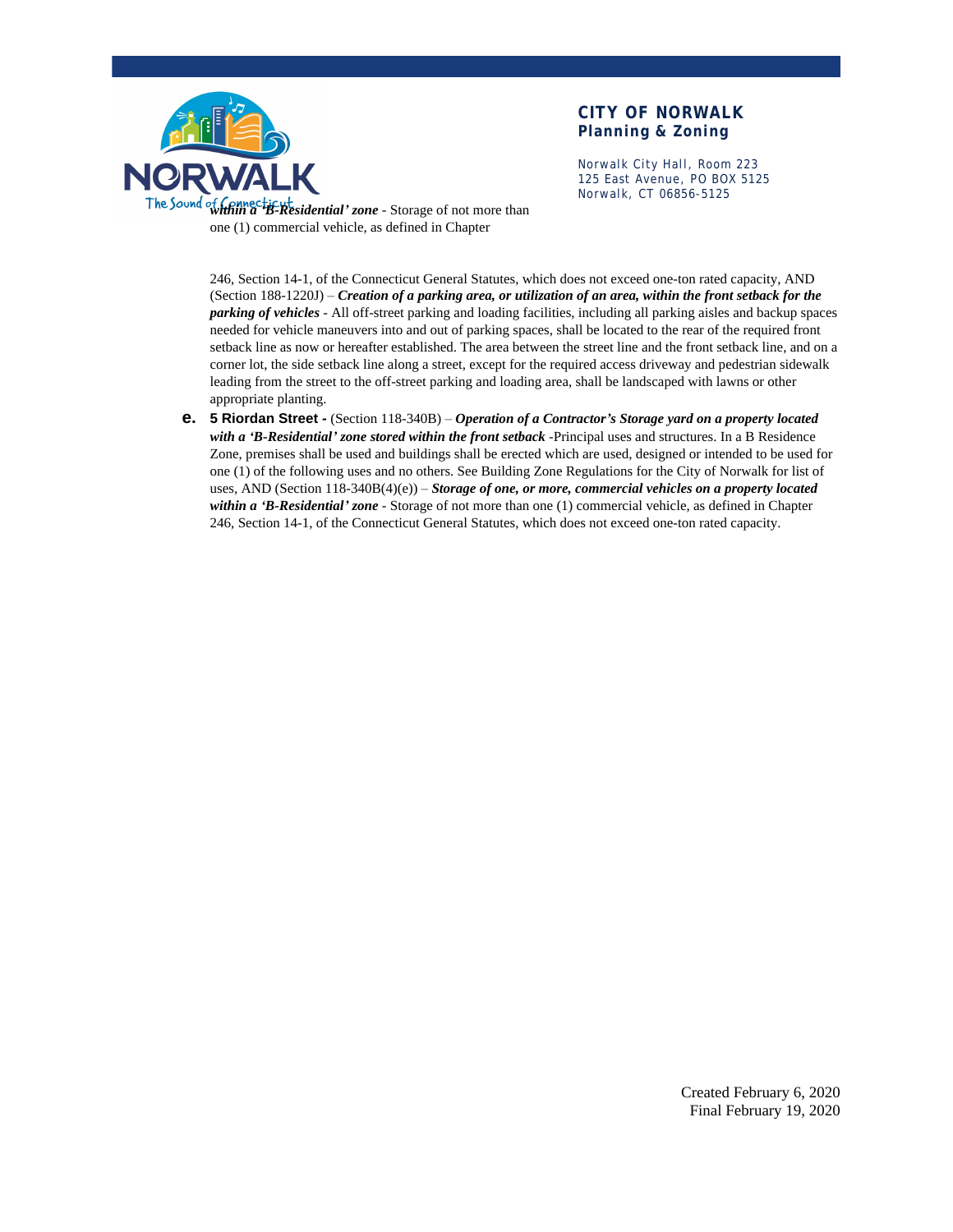***within a 'B-Residential' zone*** - Storage of not more than one (1) commercial vehicle, as defined in Chapter 246, Section 14-1, of the Connecticut General Statutes, which does not exceed one-ton rated capacity, AND (Section 188-1220J) – ***Creation of a parking area, or utilization of an area, within the front setback for the parking of vehicles*** - All off-street parking and loading facilities, including all parking aisles and backup spaces needed for vehicle maneuvers into and out of parking spaces, shall be located to the rear of the required front setback line as now or hereafter established. The area between the street line and the front setback line, and on a corner lot, the side setback line along a street, except for the required access driveway and pedestrian sidewalk leading from the street to the off-street parking and loading area, shall be landscaped with lawns or other appropriate planting.

e. **5 Riordan Street -** (Section 118-340B) – ***Operation of a Contractor's Storage yard on a property located with a 'B-Residential' zone stored within the front setback*** -Principal uses and structures. In a B Residence Zone, premises shall be used and buildings shall be erected which are used, designed or intended to be used for one (1) of the following uses and no others. See Building Zone Regulations for the City of Norwalk for list of uses, AND (Section 118-340B(4)(e)) – ***Storage of one, or more, commercial vehicles on a property located within a 'B-Residential' zone*** - Storage of not more than one (1) commercial vehicle, as defined in Chapter 246, Section 14-1, of the Connecticut General Statutes, which does not exceed one-ton rated capacity.

Created February 6, 2020
Final February 19, 2020